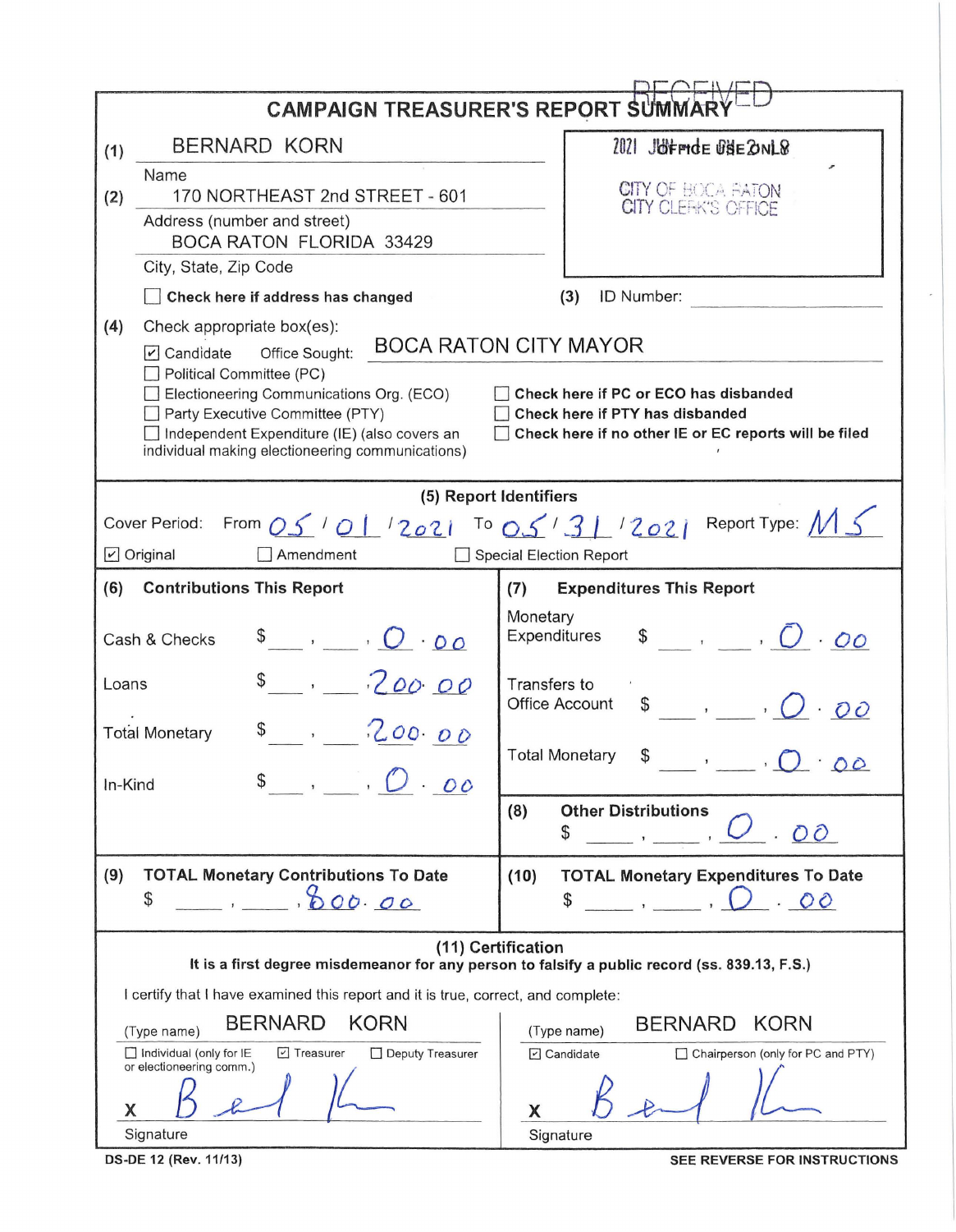# CAMPAIGN TREASURER'S REPORT SUMMARY

RECEIVED

2021 JUN -1 AM 9:28 (stamp partially illegible)

CITY OF BOCA RATON
CITY CLERK'S OFFICE

(1) BERNARD KORN
Name

(2) 170 NORTHEAST 2nd STREET - 601
Address (number and street)

BOCA RATON FLORIDA 33429
City, State, Zip Code

☐ **Check here if address has changed**

(3) ID Number: ____________

(4) Check appropriate box(es):

☑ Candidate Office Sought: BOCA RATON CITY MAYOR

☐ Political Committee (PC)

☐ Electioneering Communications Org. (ECO)

☐ Party Executive Committee (PTY)

☐ Independent Expenditure (IE) (also covers an individual making electioneering communications)

☐ **Check here if PC or ECO has disbanded**

☐ **Check here if PTY has disbanded**

☐ **Check here if no other IE or EC reports will be filed**

## (5) Report Identifiers

Cover Period: From 05 / 01 / 2021 To 05 / 31 / 2021 Report Type: M5

☑ Original ☐ Amendment ☐ Special Election Report

| **(6) Contributions This Report** | | **(7) Expenditures This Report** | |
|---|---|---|---|
| Cash & Checks | $ 0.00 | Monetary Expenditures | $ 0.00 |
| Loans | $ 200.00 | Transfers to Office Account | $ 0.00 |
| Total Monetary | $ 200.00 | Total Monetary | $ 0.00 |
| In-Kind | $ 0.00 | **(8) Other Distributions** | $ 0.00 |
| **(9) TOTAL Monetary Contributions To Date** | $ 800.00 | **(10) TOTAL Monetary Expenditures To Date** | $ 0.00 |

## (11) Certification

**It is a first degree misdemeanor for any person to falsify a public record (ss. 839.13, F.S.)**

I certify that I have examined this report and it is true, correct, and complete:

(Type name) BERNARD KORN

☐ Individual (only for IE or electioneering comm.) ☑ Treasurer ☐ Deputy Treasurer

X [Signature]

Signature

(Type name) BERNARD KORN

☑ Candidate ☐ Chairperson (only for PC and PTY)

X [Signature]

Signature

DS-DE 12 (Rev. 11/13) SEE REVERSE FOR INSTRUCTIONS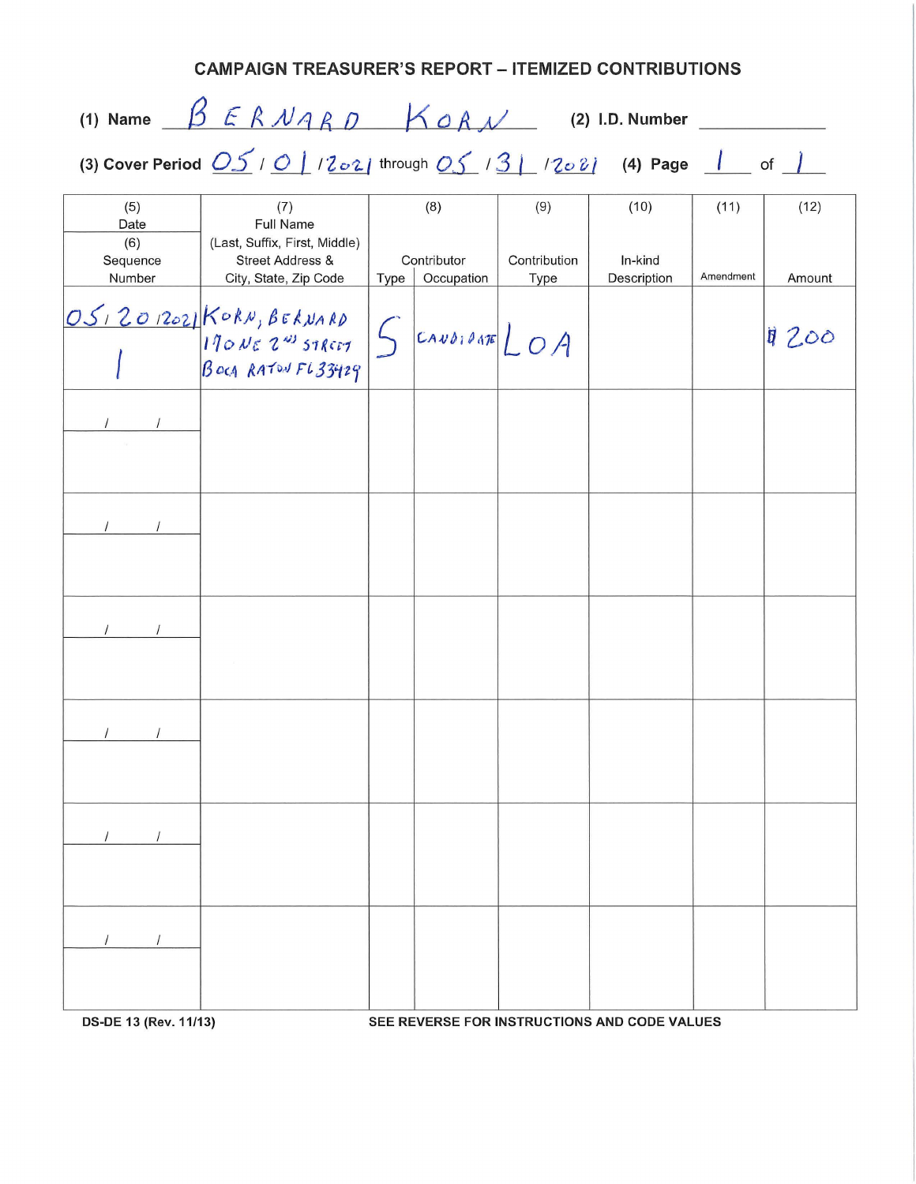# CAMPAIGN TREASURER'S REPORT – ITEMIZED CONTRIBUTIONS

**(1) Name** BERNARD KORN **(2) I.D. Number** ______

**(3) Cover Period** 05 / 01 / 2021 through 05 / 31 / 2021 **(4) Page** 1 of 1

| (5) Date / (6) Sequence Number | (7) Full Name (Last, Suffix, First, Middle) Street Address & City, State, Zip Code | (8) Contributor Type | (8) Contributor Occupation | (9) Contribution Type | (10) In-kind Description | (11) Amendment | (12) Amount |
|---|---|---|---|---|---|---|---|
| 05 / 20 / 2021 / 1 | KORN, BERNARD 170 NE 2ND STREET BOCA RATON FL 33429 | S | CANDIDATE | LOA | | | $ 200 |
| / / | | | | | | | |
| / / | | | | | | | |
| / / | | | | | | | |
| / / | | | | | | | |
| / / | | | | | | | |
| / / | | | | | | | |

DS-DE 13 (Rev. 11/13) SEE REVERSE FOR INSTRUCTIONS AND CODE VALUES